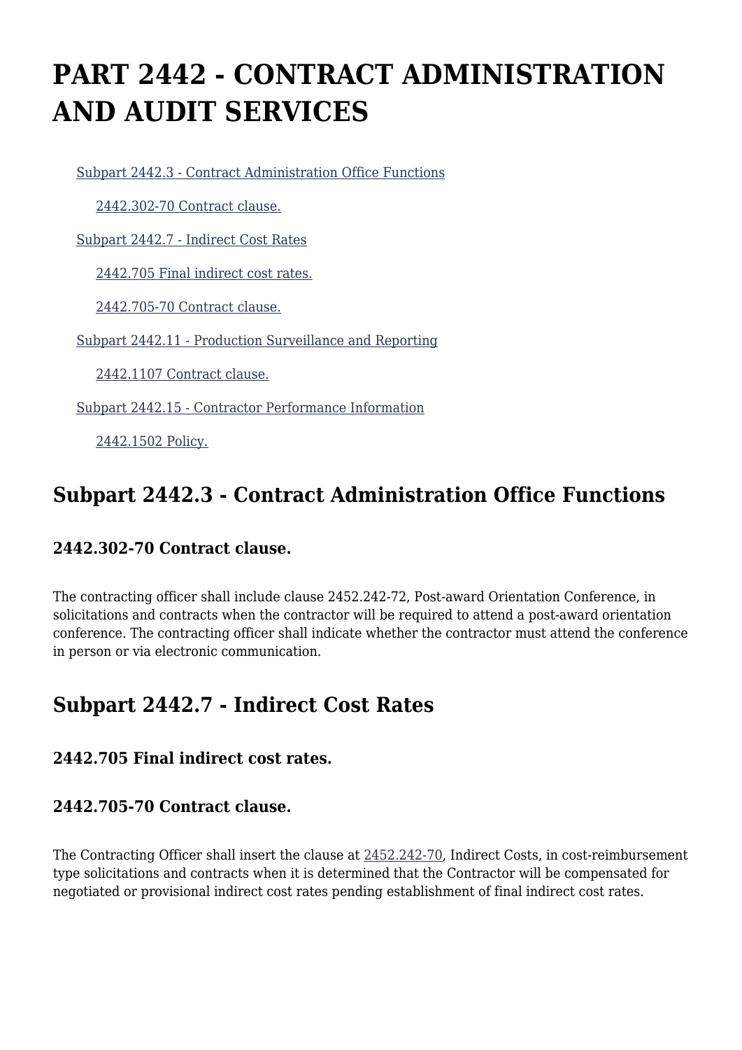# PART 2442 - CONTRACT ADMINISTRATION AND AUDIT SERVICES

- Subpart 2442.3 - Contract Administration Office Functions
  - 2442.302-70 Contract clause.
- Subpart 2442.7 - Indirect Cost Rates
  - 2442.705 Final indirect cost rates.
  - 2442.705-70 Contract clause.
- Subpart 2442.11 - Production Surveillance and Reporting
  - 2442.1107 Contract clause.
- Subpart 2442.15 - Contractor Performance Information
  - 2442.1502 Policy.

## Subpart 2442.3 - Contract Administration Office Functions

### 2442.302-70 Contract clause.

The contracting officer shall include clause 2452.242-72, Post-award Orientation Conference, in solicitations and contracts when the contractor will be required to attend a post-award orientation conference. The contracting officer shall indicate whether the contractor must attend the conference in person or via electronic communication.

## Subpart 2442.7 - Indirect Cost Rates

### 2442.705 Final indirect cost rates.

### 2442.705-70 Contract clause.

The Contracting Officer shall insert the clause at 2452.242-70, Indirect Costs, in cost-reimbursement type solicitations and contracts when it is determined that the Contractor will be compensated for negotiated or provisional indirect cost rates pending establishment of final indirect cost rates.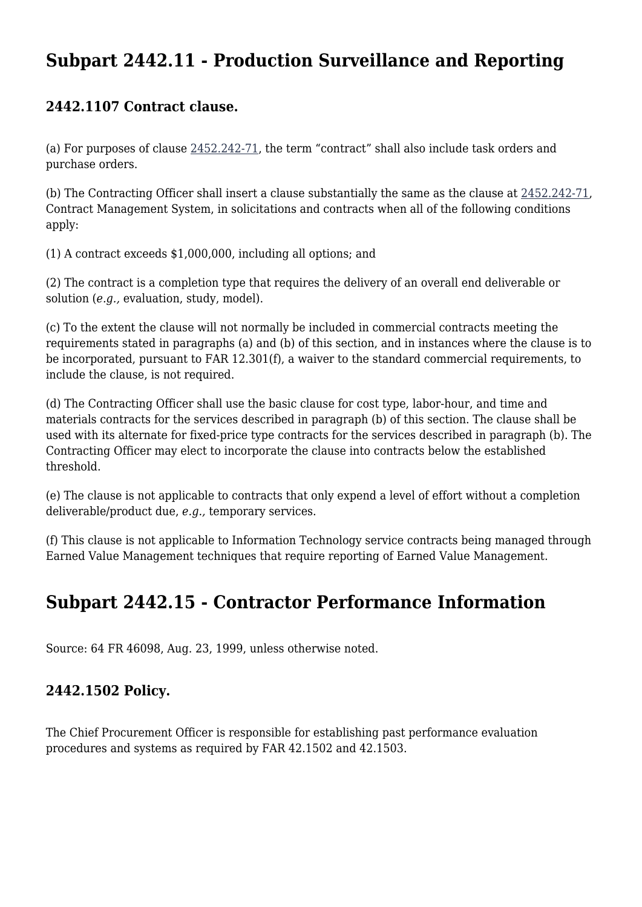## Subpart 2442.11 - Production Surveillance and Reporting

### 2442.1107 Contract clause.

(a) For purposes of clause 2452.242-71, the term "contract" shall also include task orders and purchase orders.

(b) The Contracting Officer shall insert a clause substantially the same as the clause at 2452.242-71, Contract Management System, in solicitations and contracts when all of the following conditions apply:

(1) A contract exceeds $1,000,000, including all options; and

(2) The contract is a completion type that requires the delivery of an overall end deliverable or solution (*e.g.,* evaluation, study, model).

(c) To the extent the clause will not normally be included in commercial contracts meeting the requirements stated in paragraphs (a) and (b) of this section, and in instances where the clause is to be incorporated, pursuant to FAR 12.301(f), a waiver to the standard commercial requirements, to include the clause, is not required.

(d) The Contracting Officer shall use the basic clause for cost type, labor-hour, and time and materials contracts for the services described in paragraph (b) of this section. The clause shall be used with its alternate for fixed-price type contracts for the services described in paragraph (b). The Contracting Officer may elect to incorporate the clause into contracts below the established threshold.

(e) The clause is not applicable to contracts that only expend a level of effort without a completion deliverable/product due, *e.g.,* temporary services.

(f) This clause is not applicable to Information Technology service contracts being managed through Earned Value Management techniques that require reporting of Earned Value Management.

## Subpart 2442.15 - Contractor Performance Information

Source: 64 FR 46098, Aug. 23, 1999, unless otherwise noted.

### 2442.1502 Policy.

The Chief Procurement Officer is responsible for establishing past performance evaluation procedures and systems as required by FAR 42.1502 and 42.1503.